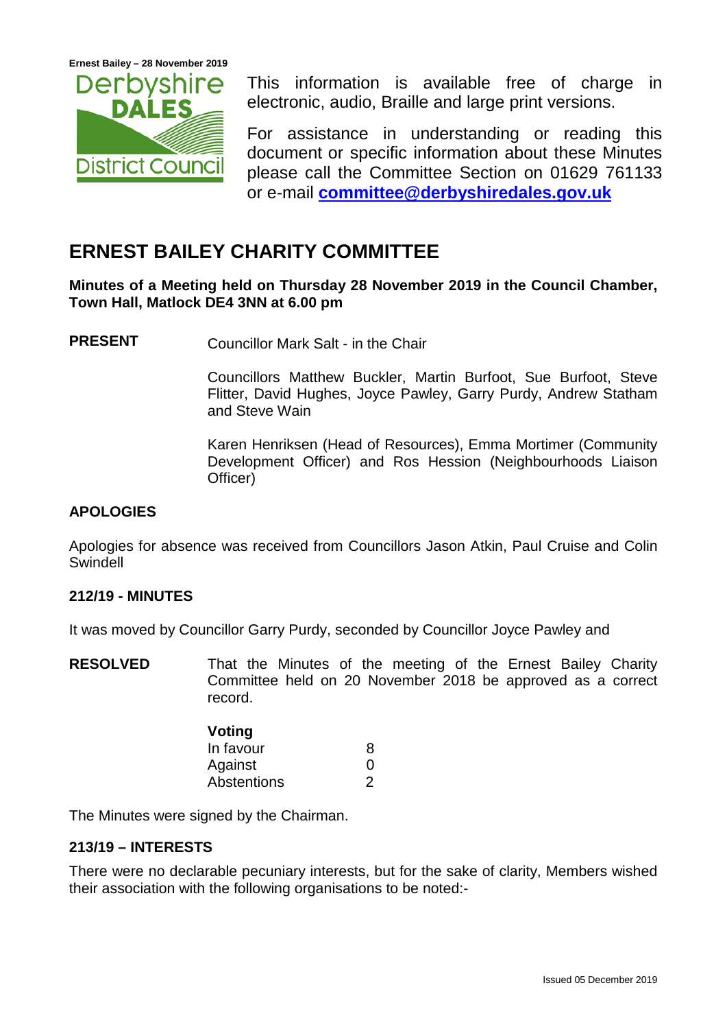This information is available free of charge in electronic, audio, Braille and large print versions.

For assistance in understanding or reading this document or specific information about these Minutes please call the Committee Section on 01629 761133 or e-mail **committee@derbyshiredales.gov.uk**

# ERNEST BAILEY CHARITY COMMITTEE

**Minutes of a Meeting held on Thursday 28 November 2019 in the Council Chamber, Town Hall, Matlock DE4 3NN at 6.00 pm**

**PRESENT** Councillor Mark Salt - in the Chair

Councillors Matthew Buckler, Martin Burfoot, Sue Burfoot, Steve Flitter, David Hughes, Joyce Pawley, Garry Purdy, Andrew Statham and Steve Wain

Karen Henriksen (Head of Resources), Emma Mortimer (Community Development Officer) and Ros Hession (Neighbourhoods Liaison Officer)

## APOLOGIES

Apologies for absence was received from Councillors Jason Atkin, Paul Cruise and Colin Swindell

## 212/19 - MINUTES

It was moved by Councillor Garry Purdy, seconded by Councillor Joyce Pawley and

**RESOLVED** That the Minutes of the meeting of the Ernest Bailey Charity Committee held on 20 November 2018 be approved as a correct record.

| **Voting** | |
|---|---|
| In favour | 8 |
| Against | 0 |
| Abstentions | 2 |

The Minutes were signed by the Chairman.

## 213/19 – INTERESTS

There were no declarable pecuniary interests, but for the sake of clarity, Members wished their association with the following organisations to be noted:-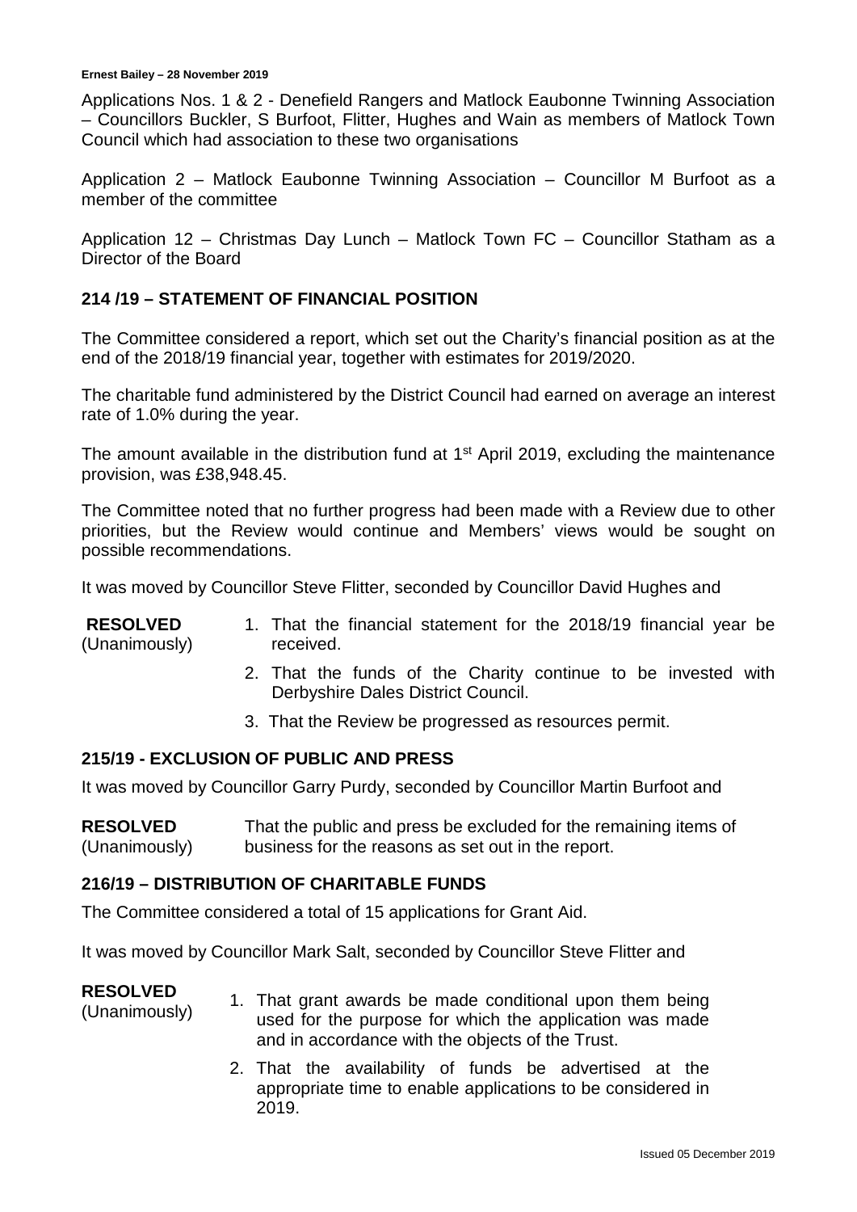Applications Nos. 1 & 2 - Denefield Rangers and Matlock Eaubonne Twinning Association – Councillors Buckler, S Burfoot, Flitter, Hughes and Wain as members of Matlock Town Council which had association to these two organisations

Application 2 – Matlock Eaubonne Twinning Association – Councillor M Burfoot as a member of the committee

Application 12 – Christmas Day Lunch – Matlock Town FC – Councillor Statham as a Director of the Board

## 214 /19 – STATEMENT OF FINANCIAL POSITION

The Committee considered a report, which set out the Charity's financial position as at the end of the 2018/19 financial year, together with estimates for 2019/2020.

The charitable fund administered by the District Council had earned on average an interest rate of 1.0% during the year.

The amount available in the distribution fund at 1st April 2019, excluding the maintenance provision, was £38,948.45.

The Committee noted that no further progress had been made with a Review due to other priorities, but the Review would continue and Members' views would be sought on possible recommendations.

It was moved by Councillor Steve Flitter, seconded by Councillor David Hughes and

**RESOLVED** (Unanimously)

1. That the financial statement for the 2018/19 financial year be received.
2. That the funds of the Charity continue to be invested with Derbyshire Dales District Council.
3. That the Review be progressed as resources permit.

## 215/19 - EXCLUSION OF PUBLIC AND PRESS

It was moved by Councillor Garry Purdy, seconded by Councillor Martin Burfoot and

**RESOLVED** (Unanimously)

That the public and press be excluded for the remaining items of business for the reasons as set out in the report.

## 216/19 – DISTRIBUTION OF CHARITABLE FUNDS

The Committee considered a total of 15 applications for Grant Aid.

It was moved by Councillor Mark Salt, seconded by Councillor Steve Flitter and

**RESOLVED** (Unanimously)

1. That grant awards be made conditional upon them being used for the purpose for which the application was made and in accordance with the objects of the Trust.
2. That the availability of funds be advertised at the appropriate time to enable applications to be considered in 2019.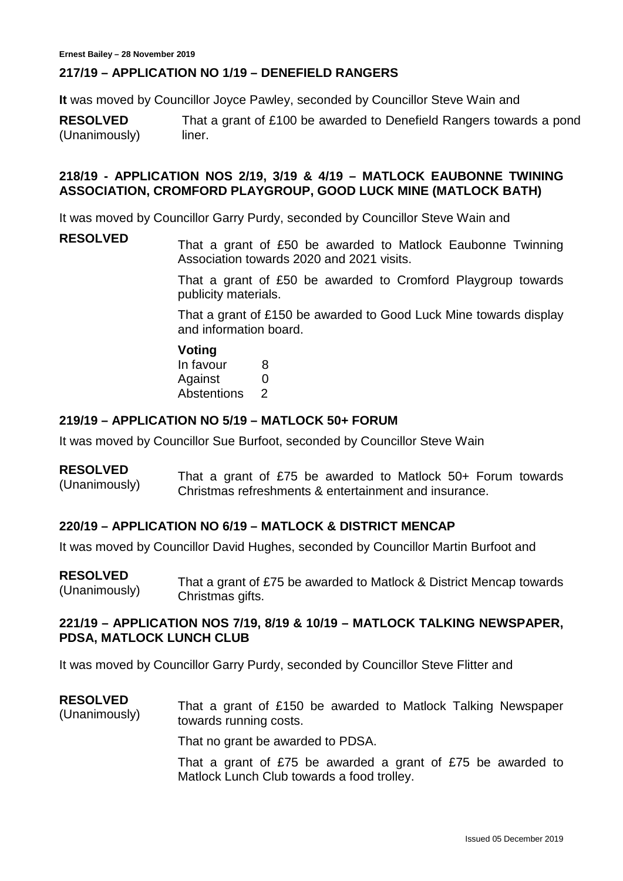## 217/19 – APPLICATION NO 1/19 – DENEFIELD RANGERS

**It** was moved by Councillor Joyce Pawley, seconded by Councillor Steve Wain and

**RESOLVED** (Unanimously)

That a grant of £100 be awarded to Denefield Rangers towards a pond liner.

## 218/19 - APPLICATION NOS 2/19, 3/19 & 4/19 – MATLOCK EAUBONNE TWINING ASSOCIATION, CROMFORD PLAYGROUP, GOOD LUCK MINE (MATLOCK BATH)

It was moved by Councillor Garry Purdy, seconded by Councillor Steve Wain and

**RESOLVED**

That a grant of £50 be awarded to Matlock Eaubonne Twinning Association towards 2020 and 2021 visits.

That a grant of £50 be awarded to Cromford Playgroup towards publicity materials.

That a grant of £150 be awarded to Good Luck Mine towards display and information board.

**Voting**

| | |
|---|---|
| In favour | 8 |
| Against | 0 |
| Abstentions | 2 |

## 219/19 – APPLICATION NO 5/19 – MATLOCK 50+ FORUM

It was moved by Councillor Sue Burfoot, seconded by Councillor Steve Wain

**RESOLVED** (Unanimously)

That a grant of £75 be awarded to Matlock 50+ Forum towards Christmas refreshments & entertainment and insurance.

## 220/19 – APPLICATION NO 6/19 – MATLOCK & DISTRICT MENCAP

It was moved by Councillor David Hughes, seconded by Councillor Martin Burfoot and

**RESOLVED** (Unanimously)

That a grant of £75 be awarded to Matlock & District Mencap towards Christmas gifts.

## 221/19 – APPLICATION NOS 7/19, 8/19 & 10/19 – MATLOCK TALKING NEWSPAPER, PDSA, MATLOCK LUNCH CLUB

It was moved by Councillor Garry Purdy, seconded by Councillor Steve Flitter and

**RESOLVED** (Unanimously)

That a grant of £150 be awarded to Matlock Talking Newspaper towards running costs.

That no grant be awarded to PDSA.

That a grant of £75 be awarded a grant of £75 be awarded to Matlock Lunch Club towards a food trolley.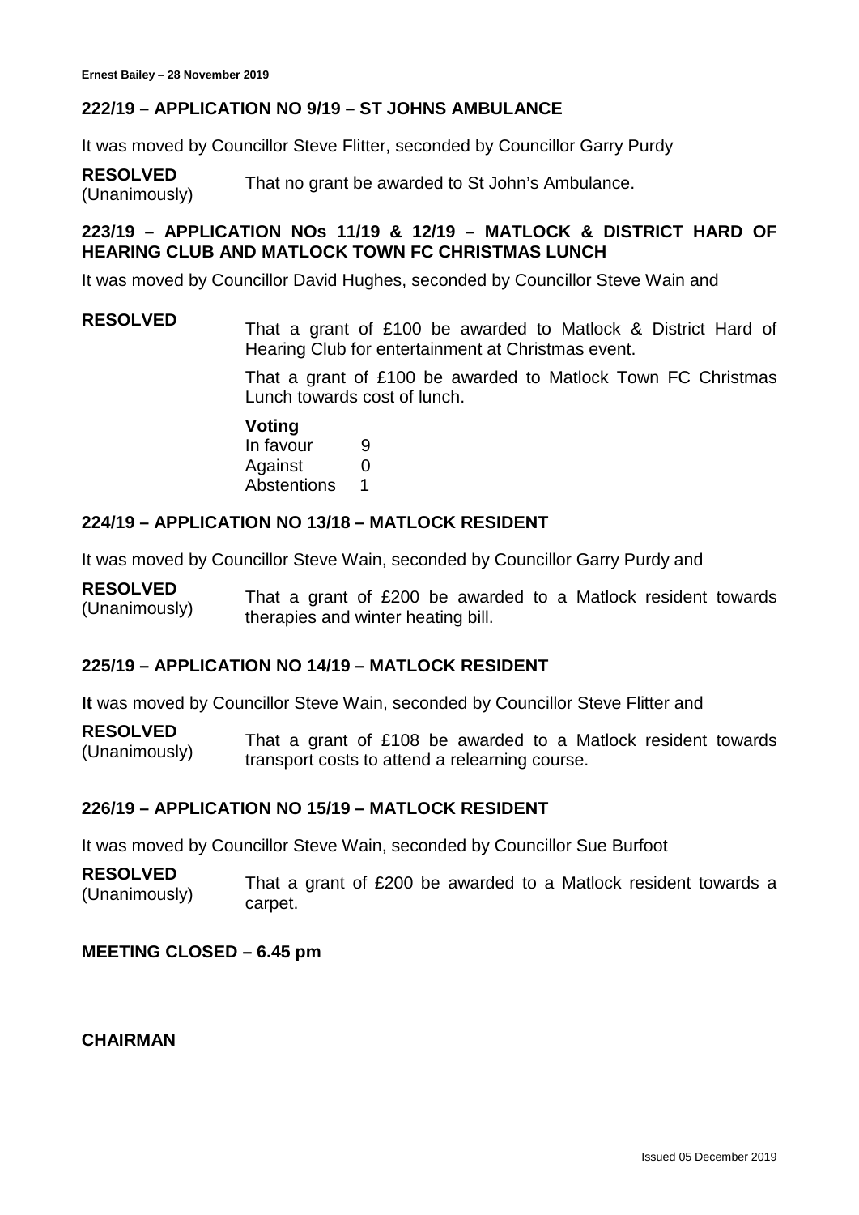## 222/19 – APPLICATION NO 9/19 – ST JOHNS AMBULANCE

It was moved by Councillor Steve Flitter, seconded by Councillor Garry Purdy

**RESOLVED**
(Unanimously)

That no grant be awarded to St John's Ambulance.

## 223/19 – APPLICATION NOs 11/19 & 12/19 – MATLOCK & DISTRICT HARD OF HEARING CLUB AND MATLOCK TOWN FC CHRISTMAS LUNCH

It was moved by Councillor David Hughes, seconded by Councillor Steve Wain and

**RESOLVED**

That a grant of £100 be awarded to Matlock & District Hard of Hearing Club for entertainment at Christmas event.

That a grant of £100 be awarded to Matlock Town FC Christmas Lunch towards cost of lunch.

**Voting**

| | |
|---|---|
| In favour | 9 |
| Against | 0 |
| Abstentions | 1 |

## 224/19 – APPLICATION NO 13/18 – MATLOCK RESIDENT

It was moved by Councillor Steve Wain, seconded by Councillor Garry Purdy and

**RESOLVED**
(Unanimously)

That a grant of £200 be awarded to a Matlock resident towards therapies and winter heating bill.

## 225/19 – APPLICATION NO 14/19 – MATLOCK RESIDENT

**It** was moved by Councillor Steve Wain, seconded by Councillor Steve Flitter and

**RESOLVED**
(Unanimously)

That a grant of £108 be awarded to a Matlock resident towards transport costs to attend a relearning course.

## 226/19 – APPLICATION NO 15/19 – MATLOCK RESIDENT

It was moved by Councillor Steve Wain, seconded by Councillor Sue Burfoot

**RESOLVED**
(Unanimously)

That a grant of £200 be awarded to a Matlock resident towards a carpet.

**MEETING CLOSED – 6.45 pm**

**CHAIRMAN**